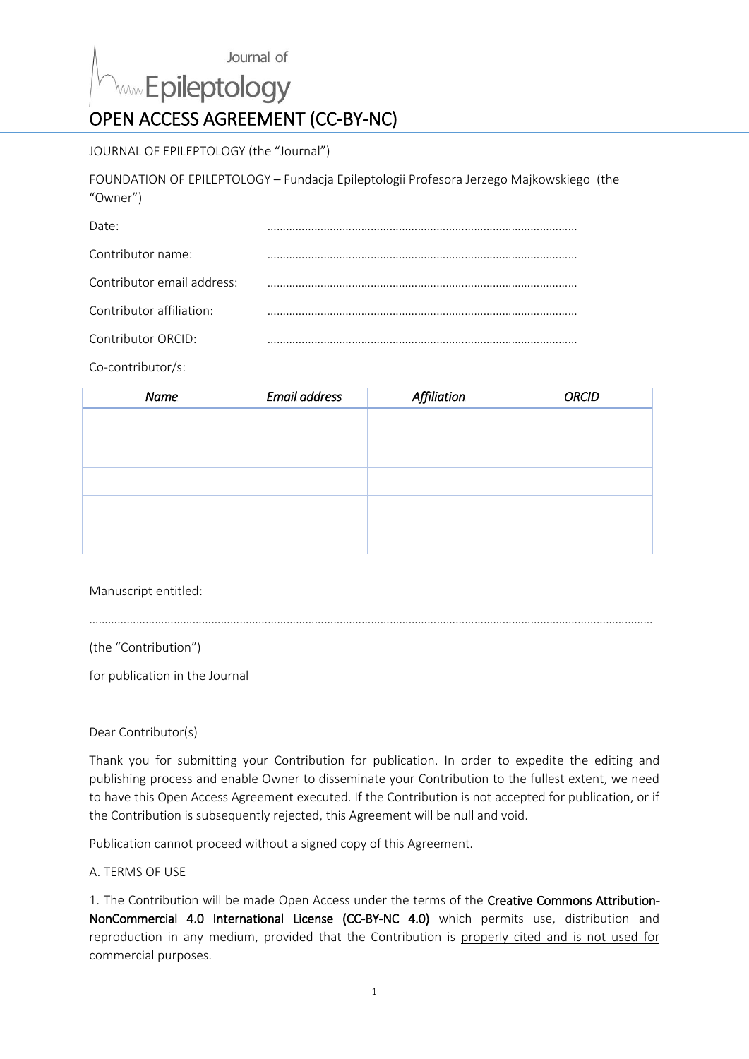Journal of Epileptology

# OPEN ACCESS AGREEMENT (CC-BY-NC)

JOURNAL OF EPILEPTOLOGY (the "Journal")

FOUNDATION OF EPILEPTOLOGY – Fundacja Epileptologii Profesora Jerzego Majkowskiego (the "Owner")

Date: ……………………………………………………………………………………

Contributor name: ……………………………………………………………………………………

Contributor email address: ……………………………………………………………………………………

Contributor affiliation: ……………………………………………………………………………………

Contributor ORCID: ……………………………………………………………………………………

Co-contributor/s:

| *Name* | *Email address* | *Affiliation* | *ORCID* |
|---|---|---|---|
| | | | |
| | | | |
| | | | |
| | | | |
| | | | |

Manuscript entitled:

……………………………………………………………………………………………………………………………………………………

(the "Contribution")

for publication in the Journal

Dear Contributor(s)

Thank you for submitting your Contribution for publication. In order to expedite the editing and publishing process and enable Owner to disseminate your Contribution to the fullest extent, we need to have this Open Access Agreement executed. If the Contribution is not accepted for publication, or if the Contribution is subsequently rejected, this Agreement will be null and void.

Publication cannot proceed without a signed copy of this Agreement.

A. TERMS OF USE

1. The Contribution will be made Open Access under the terms of the **Creative Commons Attribution-NonCommercial 4.0 International License (CC-BY-NC 4.0)** which permits use, distribution and reproduction in any medium, provided that the Contribution is <u>properly cited and is not used for commercial purposes.</u>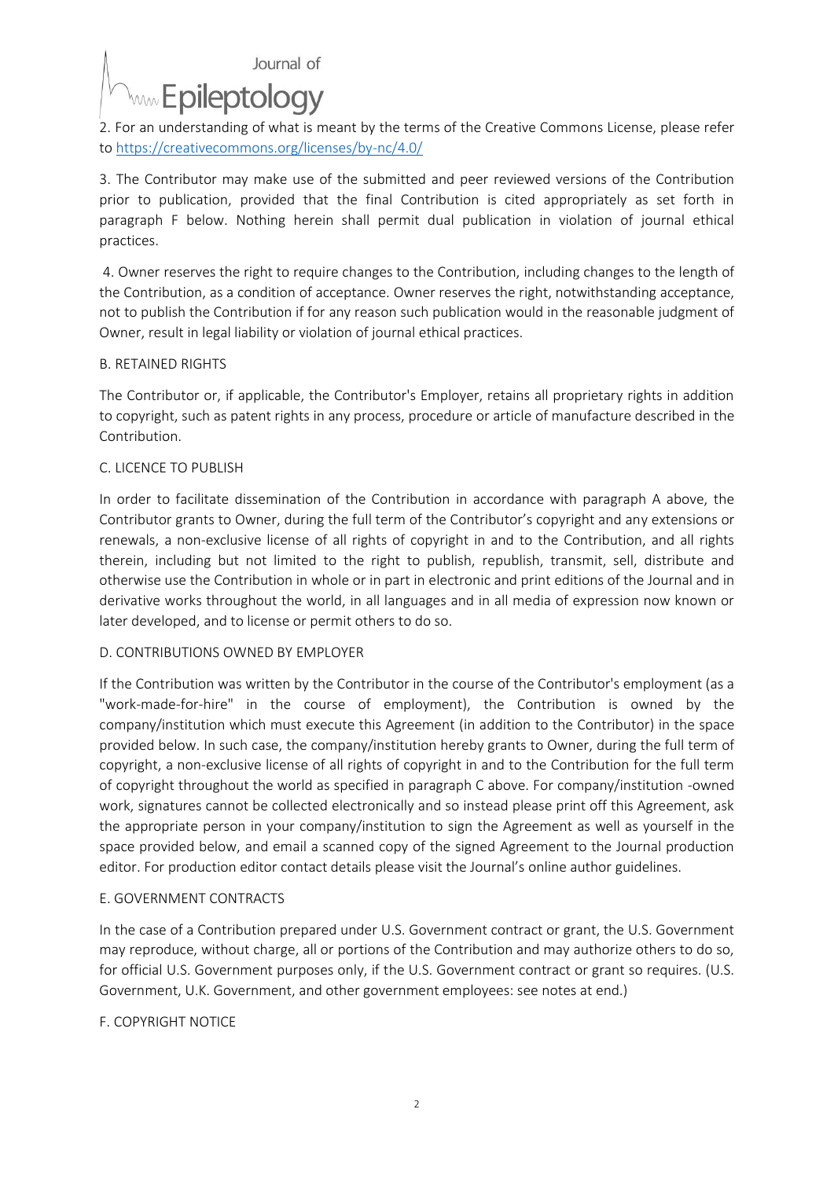2. For an understanding of what is meant by the terms of the Creative Commons License, please refer to https://creativecommons.org/licenses/by-nc/4.0/

3. The Contributor may make use of the submitted and peer reviewed versions of the Contribution prior to publication, provided that the final Contribution is cited appropriately as set forth in paragraph F below. Nothing herein shall permit dual publication in violation of journal ethical practices.

4. Owner reserves the right to require changes to the Contribution, including changes to the length of the Contribution, as a condition of acceptance. Owner reserves the right, notwithstanding acceptance, not to publish the Contribution if for any reason such publication would in the reasonable judgment of Owner, result in legal liability or violation of journal ethical practices.

## B. RETAINED RIGHTS

The Contributor or, if applicable, the Contributor's Employer, retains all proprietary rights in addition to copyright, such as patent rights in any process, procedure or article of manufacture described in the Contribution.

## C. LICENCE TO PUBLISH

In order to facilitate dissemination of the Contribution in accordance with paragraph A above, the Contributor grants to Owner, during the full term of the Contributor's copyright and any extensions or renewals, a non-exclusive license of all rights of copyright in and to the Contribution, and all rights therein, including but not limited to the right to publish, republish, transmit, sell, distribute and otherwise use the Contribution in whole or in part in electronic and print editions of the Journal and in derivative works throughout the world, in all languages and in all media of expression now known or later developed, and to license or permit others to do so.

## D. CONTRIBUTIONS OWNED BY EMPLOYER

If the Contribution was written by the Contributor in the course of the Contributor's employment (as a "work-made-for-hire" in the course of employment), the Contribution is owned by the company/institution which must execute this Agreement (in addition to the Contributor) in the space provided below. In such case, the company/institution hereby grants to Owner, during the full term of copyright, a non-exclusive license of all rights of copyright in and to the Contribution for the full term of copyright throughout the world as specified in paragraph C above. For company/institution -owned work, signatures cannot be collected electronically and so instead please print off this Agreement, ask the appropriate person in your company/institution to sign the Agreement as well as yourself in the space provided below, and email a scanned copy of the signed Agreement to the Journal production editor. For production editor contact details please visit the Journal's online author guidelines.

## E. GOVERNMENT CONTRACTS

In the case of a Contribution prepared under U.S. Government contract or grant, the U.S. Government may reproduce, without charge, all or portions of the Contribution and may authorize others to do so, for official U.S. Government purposes only, if the U.S. Government contract or grant so requires. (U.S. Government, U.K. Government, and other government employees: see notes at end.)

## F. COPYRIGHT NOTICE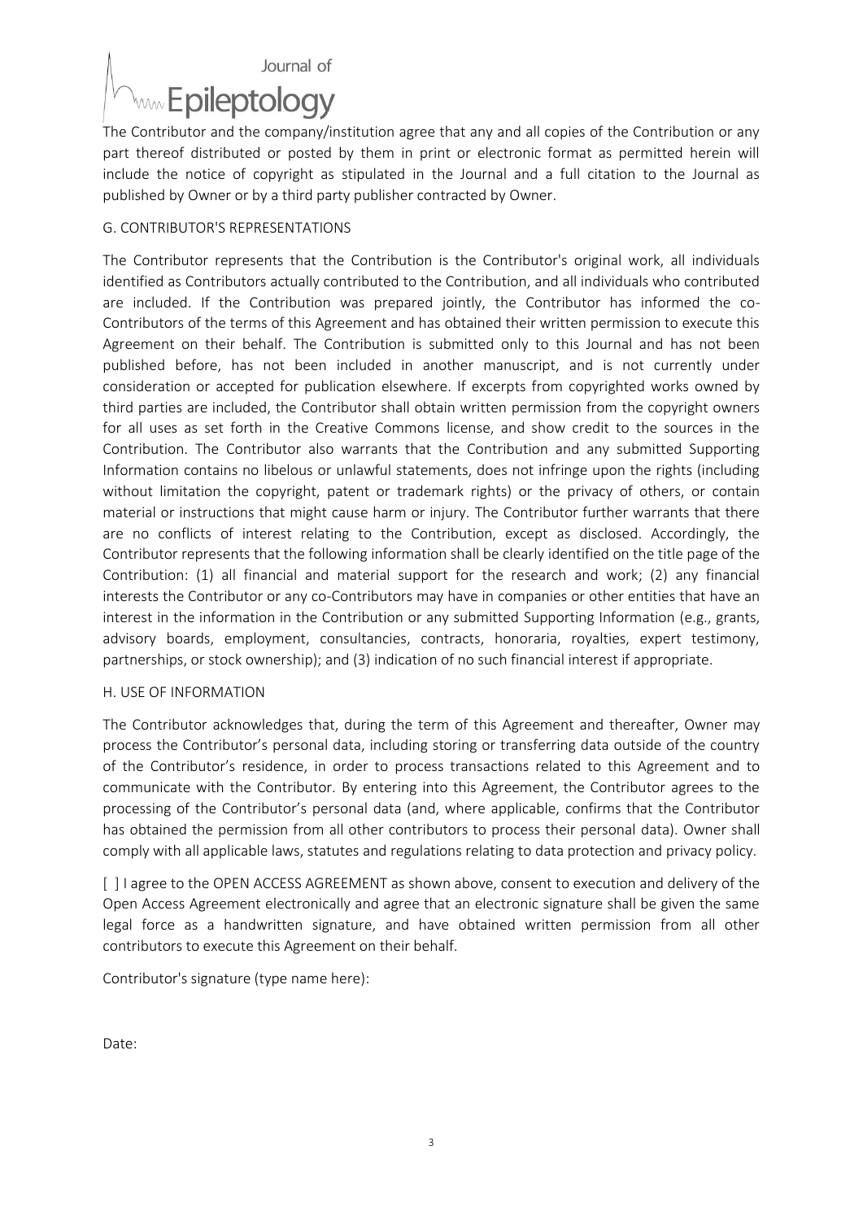The Contributor and the company/institution agree that any and all copies of the Contribution or any part thereof distributed or posted by them in print or electronic format as permitted herein will include the notice of copyright as stipulated in the Journal and a full citation to the Journal as published by Owner or by a third party publisher contracted by Owner.

## G. CONTRIBUTOR'S REPRESENTATIONS

The Contributor represents that the Contribution is the Contributor's original work, all individuals identified as Contributors actually contributed to the Contribution, and all individuals who contributed are included. If the Contribution was prepared jointly, the Contributor has informed the co-Contributors of the terms of this Agreement and has obtained their written permission to execute this Agreement on their behalf. The Contribution is submitted only to this Journal and has not been published before, has not been included in another manuscript, and is not currently under consideration or accepted for publication elsewhere. If excerpts from copyrighted works owned by third parties are included, the Contributor shall obtain written permission from the copyright owners for all uses as set forth in the Creative Commons license, and show credit to the sources in the Contribution. The Contributor also warrants that the Contribution and any submitted Supporting Information contains no libelous or unlawful statements, does not infringe upon the rights (including without limitation the copyright, patent or trademark rights) or the privacy of others, or contain material or instructions that might cause harm or injury. The Contributor further warrants that there are no conflicts of interest relating to the Contribution, except as disclosed. Accordingly, the Contributor represents that the following information shall be clearly identified on the title page of the Contribution: (1) all financial and material support for the research and work; (2) any financial interests the Contributor or any co-Contributors may have in companies or other entities that have an interest in the information in the Contribution or any submitted Supporting Information (e.g., grants, advisory boards, employment, consultancies, contracts, honoraria, royalties, expert testimony, partnerships, or stock ownership); and (3) indication of no such financial interest if appropriate.

## H. USE OF INFORMATION

The Contributor acknowledges that, during the term of this Agreement and thereafter, Owner may process the Contributor's personal data, including storing or transferring data outside of the country of the Contributor's residence, in order to process transactions related to this Agreement and to communicate with the Contributor. By entering into this Agreement, the Contributor agrees to the processing of the Contributor's personal data (and, where applicable, confirms that the Contributor has obtained the permission from all other contributors to process their personal data). Owner shall comply with all applicable laws, statutes and regulations relating to data protection and privacy policy.

[ ] I agree to the OPEN ACCESS AGREEMENT as shown above, consent to execution and delivery of the Open Access Agreement electronically and agree that an electronic signature shall be given the same legal force as a handwritten signature, and have obtained written permission from all other contributors to execute this Agreement on their behalf.

Contributor's signature (type name here):

Date: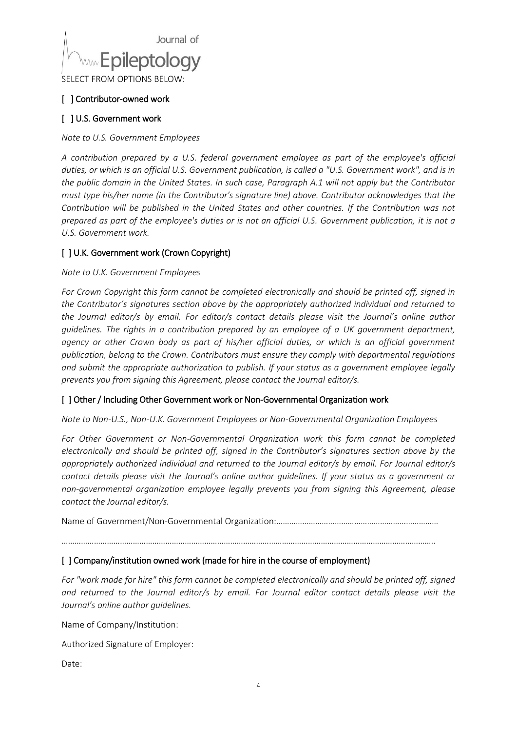SELECT FROM OPTIONS BELOW:

**[ ] Contributor-owned work**

**[ ] U.S. Government work**

*Note to U.S. Government Employees*

*A contribution prepared by a U.S. federal government employee as part of the employee's official duties, or which is an official U.S. Government publication, is called a "U.S. Government work", and is in the public domain in the United States. In such case, Paragraph A.1 will not apply but the Contributor must type his/her name (in the Contributor's signature line) above. Contributor acknowledges that the Contribution will be published in the United States and other countries. If the Contribution was not prepared as part of the employee's duties or is not an official U.S. Government publication, it is not a U.S. Government work.*

**[ ] U.K. Government work (Crown Copyright)**

*Note to U.K. Government Employees*

*For Crown Copyright this form cannot be completed electronically and should be printed off, signed in the Contributor's signatures section above by the appropriately authorized individual and returned to the Journal editor/s by email. For editor/s contact details please visit the Journal's online author guidelines. The rights in a contribution prepared by an employee of a UK government department, agency or other Crown body as part of his/her official duties, or which is an official government publication, belong to the Crown. Contributors must ensure they comply with departmental regulations and submit the appropriate authorization to publish. If your status as a government employee legally prevents you from signing this Agreement, please contact the Journal editor/s.*

**[ ] Other / Including Other Government work or Non-Governmental Organization work**

*Note to Non-U.S., Non-U.K. Government Employees or Non-Governmental Organization Employees*

*For Other Government or Non-Governmental Organization work this form cannot be completed electronically and should be printed off, signed in the Contributor's signatures section above by the appropriately authorized individual and returned to the Journal editor/s by email. For Journal editor/s contact details please visit the Journal's online author guidelines. If your status as a government or non-governmental organization employee legally prevents you from signing this Agreement, please contact the Journal editor/s.*

Name of Government/Non-Governmental Organization:………………………………………………………………

…………………………………………………………………………………………………………………………………………………..

**[ ] Company/institution owned work (made for hire in the course of employment)**

*For "work made for hire" this form cannot be completed electronically and should be printed off, signed and returned to the Journal editor/s by email. For Journal editor contact details please visit the Journal's online author guidelines.*

Name of Company/Institution:

Authorized Signature of Employer:

Date: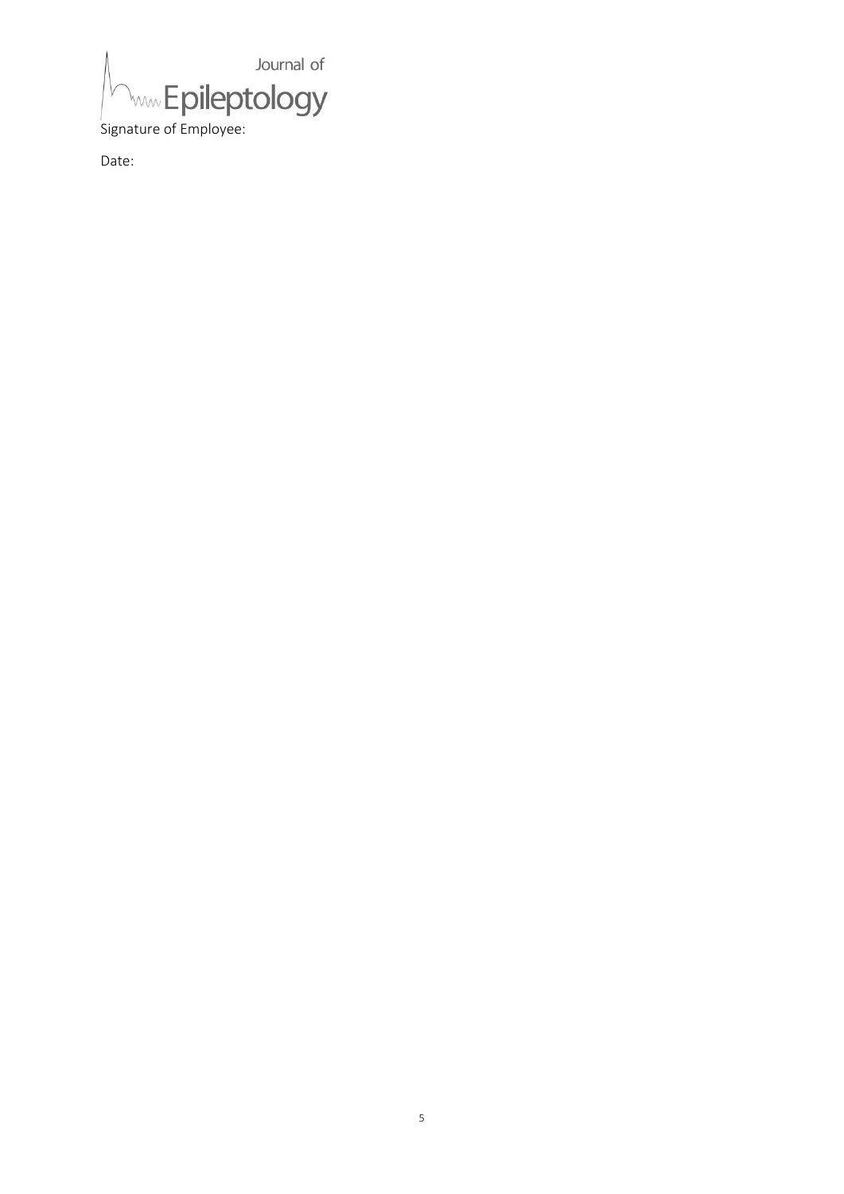Signature of Employee:

Date: